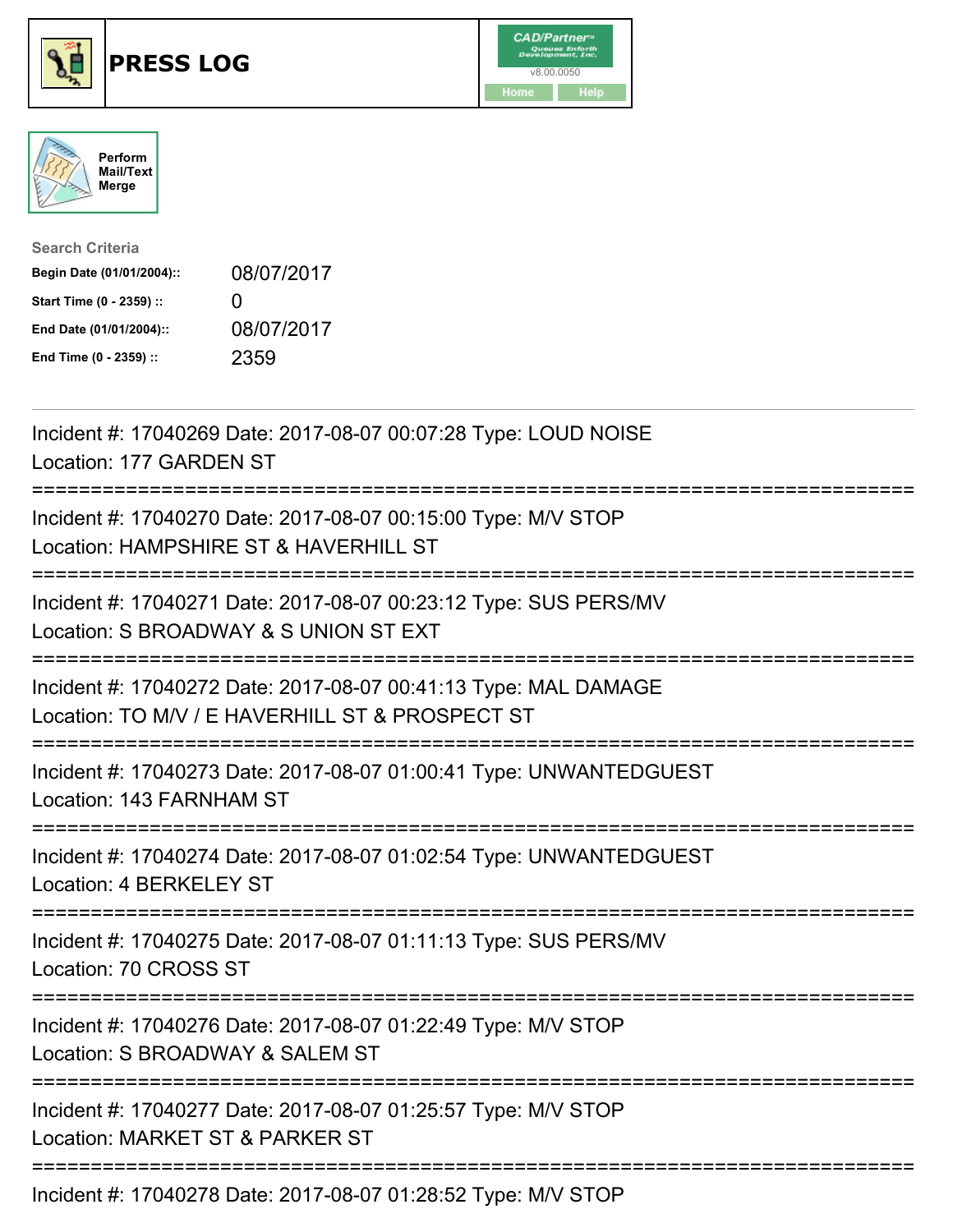# PRESS LOG

Perform Mail/Text Merge

**Search Criteria**

| | |
|---|---|
| **Begin Date (01/01/2004)::** | 08/07/2017 |
| **Start Time (0 - 2359) ::** | 0 |
| **End Date (01/01/2004)::** | 08/07/2017 |
| **End Time (0 - 2359) ::** | 2359 |

Incident #: 17040269 Date: 2017-08-07 00:07:28 Type: LOUD NOISE
Location: 177 GARDEN ST

===========================================================================

Incident #: 17040270 Date: 2017-08-07 00:15:00 Type: M/V STOP
Location: HAMPSHIRE ST & HAVERHILL ST

===========================================================================

Incident #: 17040271 Date: 2017-08-07 00:23:12 Type: SUS PERS/MV
Location: S BROADWAY & S UNION ST EXT

===========================================================================

Incident #: 17040272 Date: 2017-08-07 00:41:13 Type: MAL DAMAGE
Location: TO M/V / E HAVERHILL ST & PROSPECT ST

===========================================================================

Incident #: 17040273 Date: 2017-08-07 01:00:41 Type: UNWANTEDGUEST
Location: 143 FARNHAM ST

===========================================================================

Incident #: 17040274 Date: 2017-08-07 01:02:54 Type: UNWANTEDGUEST
Location: 4 BERKELEY ST

===========================================================================

Incident #: 17040275 Date: 2017-08-07 01:11:13 Type: SUS PERS/MV
Location: 70 CROSS ST

===========================================================================

Incident #: 17040276 Date: 2017-08-07 01:22:49 Type: M/V STOP
Location: S BROADWAY & SALEM ST

===========================================================================

Incident #: 17040277 Date: 2017-08-07 01:25:57 Type: M/V STOP
Location: MARKET ST & PARKER ST

===========================================================================

Incident #: 17040278 Date: 2017-08-07 01:28:52 Type: M/V STOP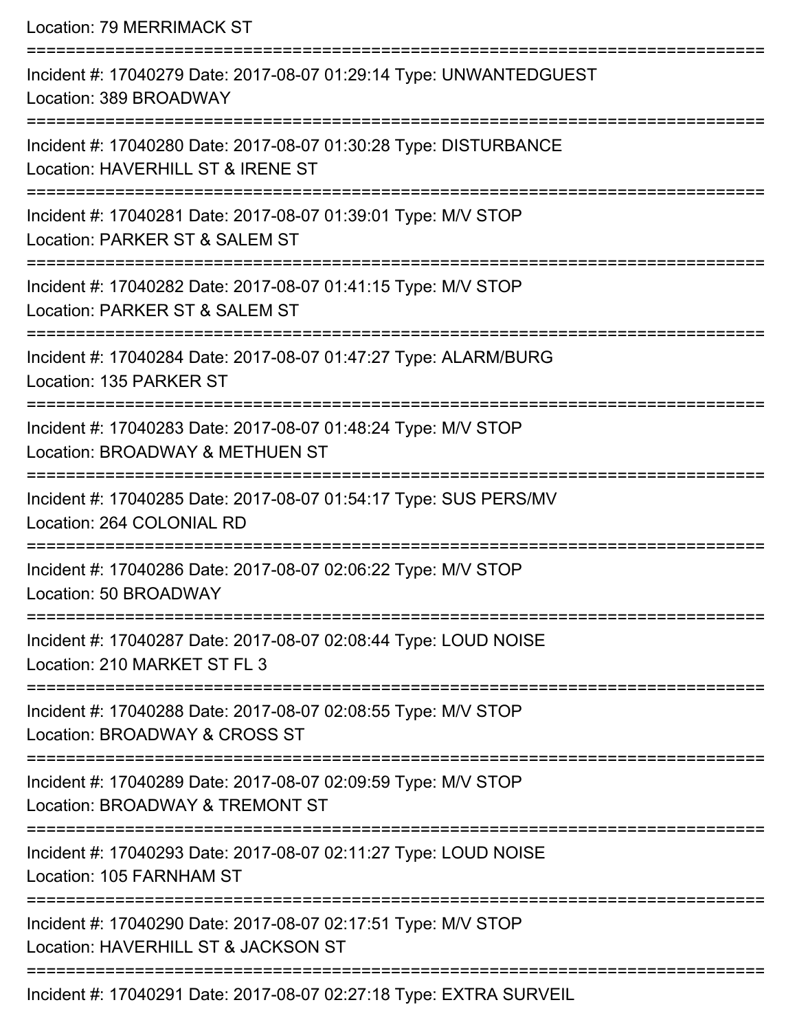Location: 79 MERRIMACK ST

===========================================================================

Incident #: 17040279 Date: 2017-08-07 01:29:14 Type: UNWANTEDGUEST
Location: 389 BROADWAY

===========================================================================

Incident #: 17040280 Date: 2017-08-07 01:30:28 Type: DISTURBANCE
Location: HAVERHILL ST & IRENE ST

===========================================================================

Incident #: 17040281 Date: 2017-08-07 01:39:01 Type: M/V STOP
Location: PARKER ST & SALEM ST

===========================================================================

Incident #: 17040282 Date: 2017-08-07 01:41:15 Type: M/V STOP
Location: PARKER ST & SALEM ST

===========================================================================

Incident #: 17040284 Date: 2017-08-07 01:47:27 Type: ALARM/BURG
Location: 135 PARKER ST

===========================================================================

Incident #: 17040283 Date: 2017-08-07 01:48:24 Type: M/V STOP
Location: BROADWAY & METHUEN ST

===========================================================================

Incident #: 17040285 Date: 2017-08-07 01:54:17 Type: SUS PERS/MV
Location: 264 COLONIAL RD

===========================================================================

Incident #: 17040286 Date: 2017-08-07 02:06:22 Type: M/V STOP
Location: 50 BROADWAY

===========================================================================

Incident #: 17040287 Date: 2017-08-07 02:08:44 Type: LOUD NOISE
Location: 210 MARKET ST FL 3

===========================================================================

Incident #: 17040288 Date: 2017-08-07 02:08:55 Type: M/V STOP
Location: BROADWAY & CROSS ST

===========================================================================

Incident #: 17040289 Date: 2017-08-07 02:09:59 Type: M/V STOP
Location: BROADWAY & TREMONT ST

===========================================================================

Incident #: 17040293 Date: 2017-08-07 02:11:27 Type: LOUD NOISE
Location: 105 FARNHAM ST

===========================================================================

Incident #: 17040290 Date: 2017-08-07 02:17:51 Type: M/V STOP
Location: HAVERHILL ST & JACKSON ST

===========================================================================

Incident #: 17040291 Date: 2017-08-07 02:27:18 Type: EXTRA SURVEIL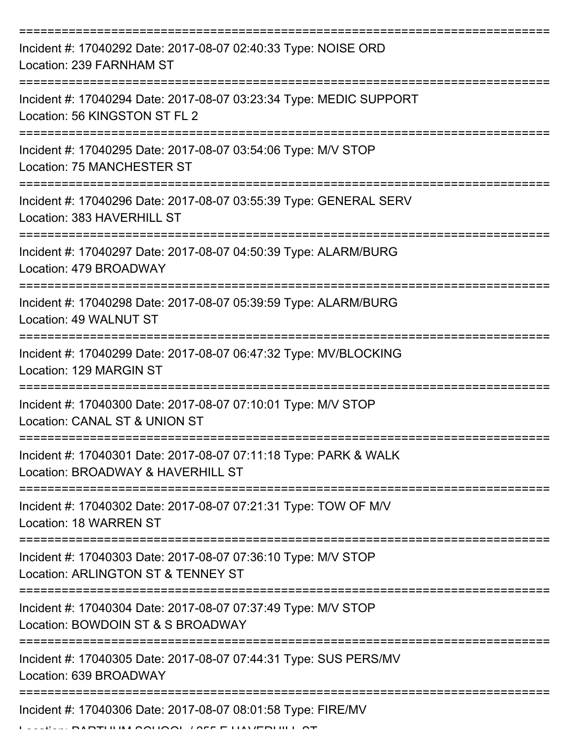===========================================================================

Incident #: 17040292 Date: 2017-08-07 02:40:33 Type: NOISE ORD
Location: 239 FARNHAM ST

===========================================================================

Incident #: 17040294 Date: 2017-08-07 03:23:34 Type: MEDIC SUPPORT
Location: 56 KINGSTON ST FL 2

===========================================================================

Incident #: 17040295 Date: 2017-08-07 03:54:06 Type: M/V STOP
Location: 75 MANCHESTER ST

===========================================================================

Incident #: 17040296 Date: 2017-08-07 03:55:39 Type: GENERAL SERV
Location: 383 HAVERHILL ST

===========================================================================

Incident #: 17040297 Date: 2017-08-07 04:50:39 Type: ALARM/BURG
Location: 479 BROADWAY

===========================================================================

Incident #: 17040298 Date: 2017-08-07 05:39:59 Type: ALARM/BURG
Location: 49 WALNUT ST

===========================================================================

Incident #: 17040299 Date: 2017-08-07 06:47:32 Type: MV/BLOCKING
Location: 129 MARGIN ST

===========================================================================

Incident #: 17040300 Date: 2017-08-07 07:10:01 Type: M/V STOP
Location: CANAL ST & UNION ST

===========================================================================

Incident #: 17040301 Date: 2017-08-07 07:11:18 Type: PARK & WALK
Location: BROADWAY & HAVERHILL ST

===========================================================================

Incident #: 17040302 Date: 2017-08-07 07:21:31 Type: TOW OF M/V
Location: 18 WARREN ST

===========================================================================

Incident #: 17040303 Date: 2017-08-07 07:36:10 Type: M/V STOP
Location: ARLINGTON ST & TENNEY ST

===========================================================================

Incident #: 17040304 Date: 2017-08-07 07:37:49 Type: M/V STOP
Location: BOWDOIN ST & S BROADWAY

===========================================================================

Incident #: 17040305 Date: 2017-08-07 07:44:31 Type: SUS PERS/MV
Location: 639 BROADWAY

===========================================================================

Incident #: 17040306 Date: 2017-08-07 08:01:58 Type: FIRE/MV
Location: BARTLETT SCHOOL / 255 E HAVERHILL ST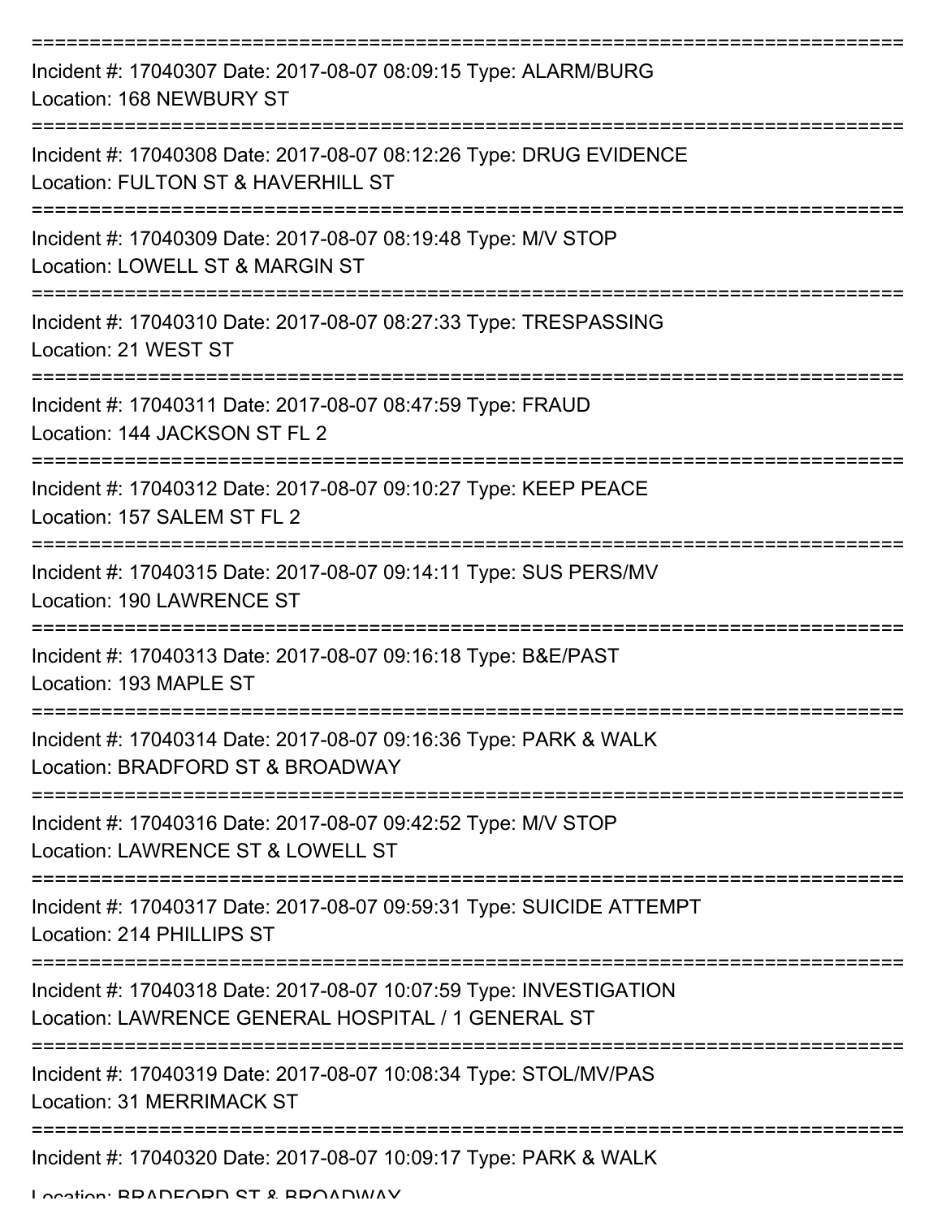===========================================================================

Incident #: 17040307 Date: 2017-08-07 08:09:15 Type: ALARM/BURG

Location: 168 NEWBURY ST

===========================================================================

Incident #: 17040308 Date: 2017-08-07 08:12:26 Type: DRUG EVIDENCE

Location: FULTON ST & HAVERHILL ST

===========================================================================

Incident #: 17040309 Date: 2017-08-07 08:19:48 Type: M/V STOP

Location: LOWELL ST & MARGIN ST

===========================================================================

Incident #: 17040310 Date: 2017-08-07 08:27:33 Type: TRESPASSING

Location: 21 WEST ST

===========================================================================

Incident #: 17040311 Date: 2017-08-07 08:47:59 Type: FRAUD

Location: 144 JACKSON ST FL 2

===========================================================================

Incident #: 17040312 Date: 2017-08-07 09:10:27 Type: KEEP PEACE

Location: 157 SALEM ST FL 2

===========================================================================

Incident #: 17040315 Date: 2017-08-07 09:14:11 Type: SUS PERS/MV

Location: 190 LAWRENCE ST

===========================================================================

Incident #: 17040313 Date: 2017-08-07 09:16:18 Type: B&E/PAST

Location: 193 MAPLE ST

===========================================================================

Incident #: 17040314 Date: 2017-08-07 09:16:36 Type: PARK & WALK

Location: BRADFORD ST & BROADWAY

===========================================================================

Incident #: 17040316 Date: 2017-08-07 09:42:52 Type: M/V STOP

Location: LAWRENCE ST & LOWELL ST

===========================================================================

Incident #: 17040317 Date: 2017-08-07 09:59:31 Type: SUICIDE ATTEMPT

Location: 214 PHILLIPS ST

===========================================================================

Incident #: 17040318 Date: 2017-08-07 10:07:59 Type: INVESTIGATION

Location: LAWRENCE GENERAL HOSPITAL / 1 GENERAL ST

===========================================================================

Incident #: 17040319 Date: 2017-08-07 10:08:34 Type: STOL/MV/PAS

Location: 31 MERRIMACK ST

===========================================================================

Incident #: 17040320 Date: 2017-08-07 10:09:17 Type: PARK & WALK

Location: BRADFORD ST & BROADWAY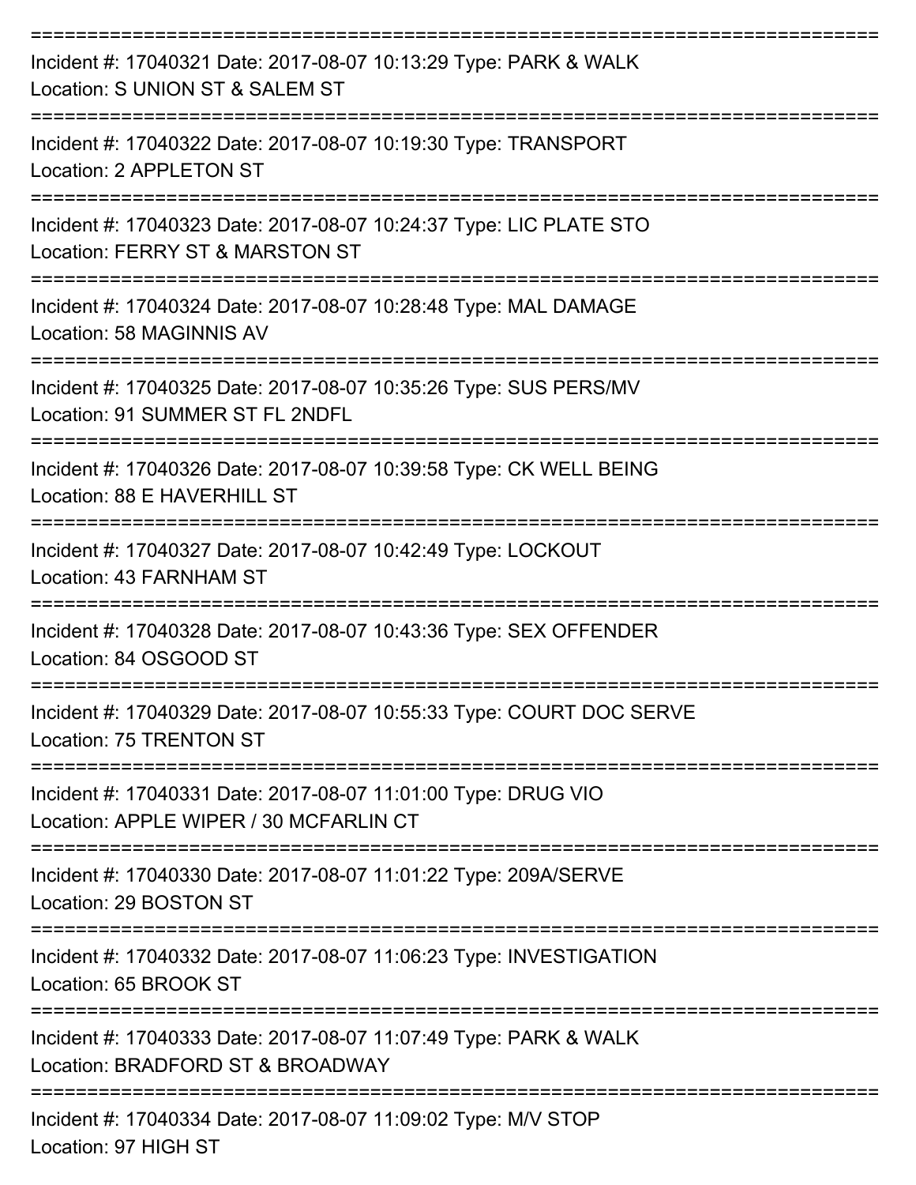===========================================================================

Incident #: 17040321 Date: 2017-08-07 10:13:29 Type: PARK & WALK
Location: S UNION ST & SALEM ST

===========================================================================

Incident #: 17040322 Date: 2017-08-07 10:19:30 Type: TRANSPORT
Location: 2 APPLETON ST

===========================================================================

Incident #: 17040323 Date: 2017-08-07 10:24:37 Type: LIC PLATE STO
Location: FERRY ST & MARSTON ST

===========================================================================

Incident #: 17040324 Date: 2017-08-07 10:28:48 Type: MAL DAMAGE
Location: 58 MAGINNIS AV

===========================================================================

Incident #: 17040325 Date: 2017-08-07 10:35:26 Type: SUS PERS/MV
Location: 91 SUMMER ST FL 2NDFL

===========================================================================

Incident #: 17040326 Date: 2017-08-07 10:39:58 Type: CK WELL BEING
Location: 88 E HAVERHILL ST

===========================================================================

Incident #: 17040327 Date: 2017-08-07 10:42:49 Type: LOCKOUT
Location: 43 FARNHAM ST

===========================================================================

Incident #: 17040328 Date: 2017-08-07 10:43:36 Type: SEX OFFENDER
Location: 84 OSGOOD ST

===========================================================================

Incident #: 17040329 Date: 2017-08-07 10:55:33 Type: COURT DOC SERVE
Location: 75 TRENTON ST

===========================================================================

Incident #: 17040331 Date: 2017-08-07 11:01:00 Type: DRUG VIO
Location: APPLE WIPER / 30 MCFARLIN CT

===========================================================================

Incident #: 17040330 Date: 2017-08-07 11:01:22 Type: 209A/SERVE
Location: 29 BOSTON ST

===========================================================================

Incident #: 17040332 Date: 2017-08-07 11:06:23 Type: INVESTIGATION
Location: 65 BROOK ST

===========================================================================

Incident #: 17040333 Date: 2017-08-07 11:07:49 Type: PARK & WALK
Location: BRADFORD ST & BROADWAY

===========================================================================

Incident #: 17040334 Date: 2017-08-07 11:09:02 Type: M/V STOP
Location: 97 HIGH ST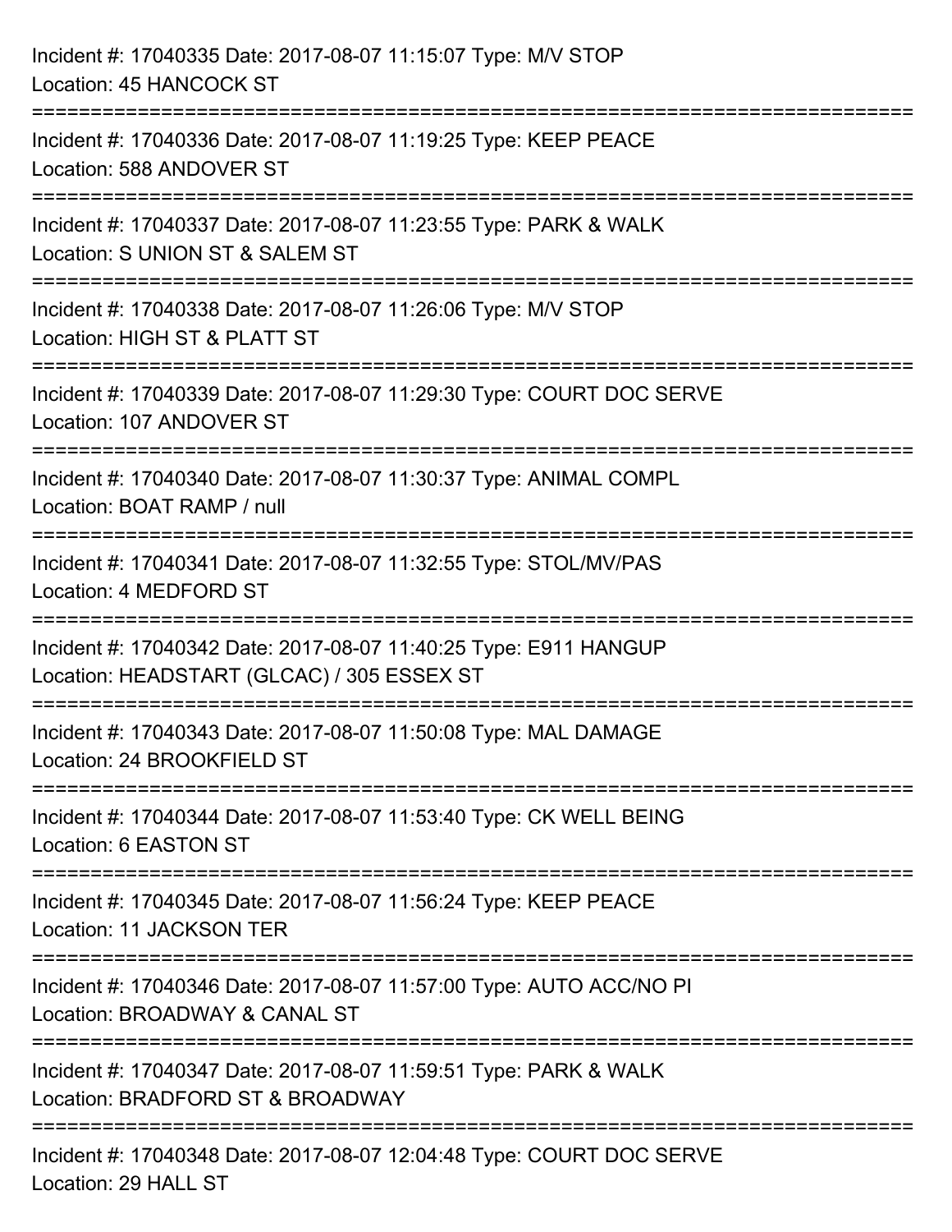Incident #: 17040335 Date: 2017-08-07 11:15:07 Type: M/V STOP
Location: 45 HANCOCK ST

===========================================================================

Incident #: 17040336 Date: 2017-08-07 11:19:25 Type: KEEP PEACE
Location: 588 ANDOVER ST

===========================================================================

Incident #: 17040337 Date: 2017-08-07 11:23:55 Type: PARK & WALK
Location: S UNION ST & SALEM ST

===========================================================================

Incident #: 17040338 Date: 2017-08-07 11:26:06 Type: M/V STOP
Location: HIGH ST & PLATT ST

===========================================================================

Incident #: 17040339 Date: 2017-08-07 11:29:30 Type: COURT DOC SERVE
Location: 107 ANDOVER ST

===========================================================================

Incident #: 17040340 Date: 2017-08-07 11:30:37 Type: ANIMAL COMPL
Location: BOAT RAMP / null

===========================================================================

Incident #: 17040341 Date: 2017-08-07 11:32:55 Type: STOL/MV/PAS
Location: 4 MEDFORD ST

===========================================================================

Incident #: 17040342 Date: 2017-08-07 11:40:25 Type: E911 HANGUP
Location: HEADSTART (GLCAC) / 305 ESSEX ST

===========================================================================

Incident #: 17040343 Date: 2017-08-07 11:50:08 Type: MAL DAMAGE
Location: 24 BROOKFIELD ST

===========================================================================

Incident #: 17040344 Date: 2017-08-07 11:53:40 Type: CK WELL BEING
Location: 6 EASTON ST

===========================================================================

Incident #: 17040345 Date: 2017-08-07 11:56:24 Type: KEEP PEACE
Location: 11 JACKSON TER

===========================================================================

Incident #: 17040346 Date: 2017-08-07 11:57:00 Type: AUTO ACC/NO PI
Location: BROADWAY & CANAL ST

===========================================================================

Incident #: 17040347 Date: 2017-08-07 11:59:51 Type: PARK & WALK
Location: BRADFORD ST & BROADWAY

===========================================================================

Incident #: 17040348 Date: 2017-08-07 12:04:48 Type: COURT DOC SERVE
Location: 29 HALL ST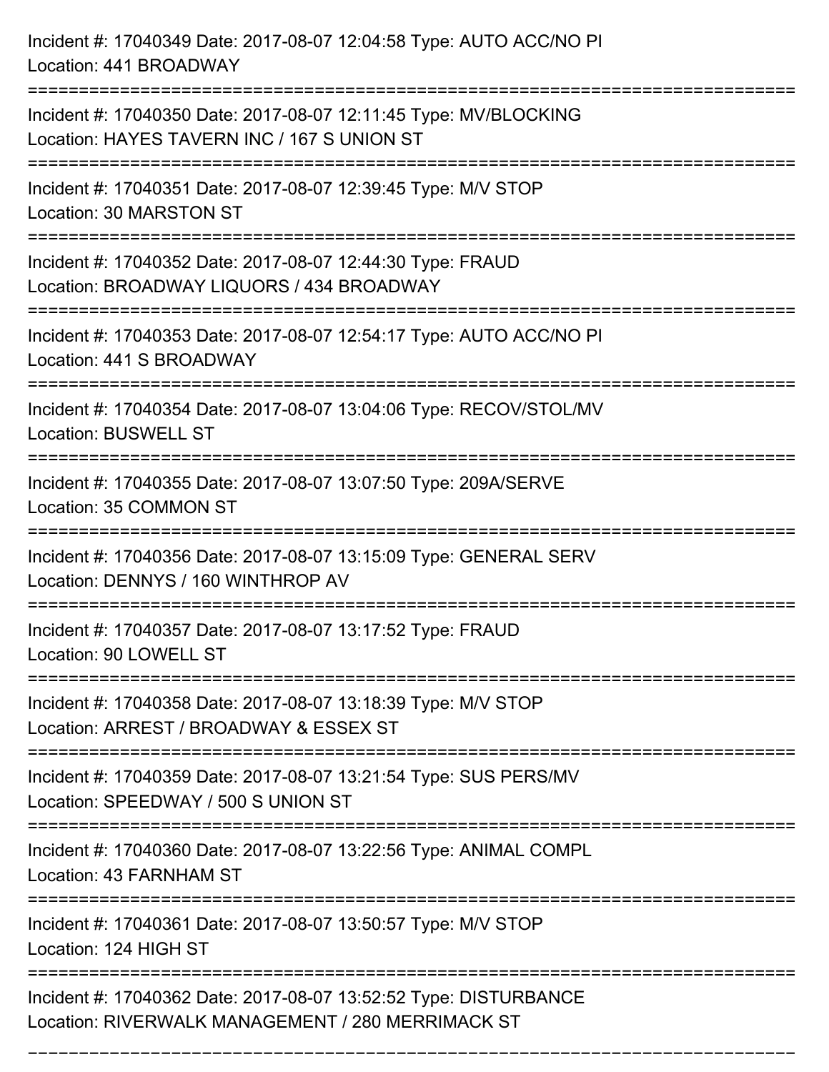Incident #: 17040349 Date: 2017-08-07 12:04:58 Type: AUTO ACC/NO PI
Location: 441 BROADWAY

===========================================================================

Incident #: 17040350 Date: 2017-08-07 12:11:45 Type: MV/BLOCKING
Location: HAYES TAVERN INC / 167 S UNION ST

===========================================================================

Incident #: 17040351 Date: 2017-08-07 12:39:45 Type: M/V STOP
Location: 30 MARSTON ST

===========================================================================

Incident #: 17040352 Date: 2017-08-07 12:44:30 Type: FRAUD
Location: BROADWAY LIQUORS / 434 BROADWAY

===========================================================================

Incident #: 17040353 Date: 2017-08-07 12:54:17 Type: AUTO ACC/NO PI
Location: 441 S BROADWAY

===========================================================================

Incident #: 17040354 Date: 2017-08-07 13:04:06 Type: RECOV/STOL/MV
Location: BUSWELL ST

===========================================================================

Incident #: 17040355 Date: 2017-08-07 13:07:50 Type: 209A/SERVE
Location: 35 COMMON ST

===========================================================================

Incident #: 17040356 Date: 2017-08-07 13:15:09 Type: GENERAL SERV
Location: DENNYS / 160 WINTHROP AV

===========================================================================

Incident #: 17040357 Date: 2017-08-07 13:17:52 Type: FRAUD
Location: 90 LOWELL ST

===========================================================================

Incident #: 17040358 Date: 2017-08-07 13:18:39 Type: M/V STOP
Location: ARREST / BROADWAY & ESSEX ST

===========================================================================

Incident #: 17040359 Date: 2017-08-07 13:21:54 Type: SUS PERS/MV
Location: SPEEDWAY / 500 S UNION ST

===========================================================================

Incident #: 17040360 Date: 2017-08-07 13:22:56 Type: ANIMAL COMPL
Location: 43 FARNHAM ST

===========================================================================

Incident #: 17040361 Date: 2017-08-07 13:50:57 Type: M/V STOP
Location: 124 HIGH ST

===========================================================================

Incident #: 17040362 Date: 2017-08-07 13:52:52 Type: DISTURBANCE
Location: RIVERWALK MANAGEMENT / 280 MERRIMACK ST

===========================================================================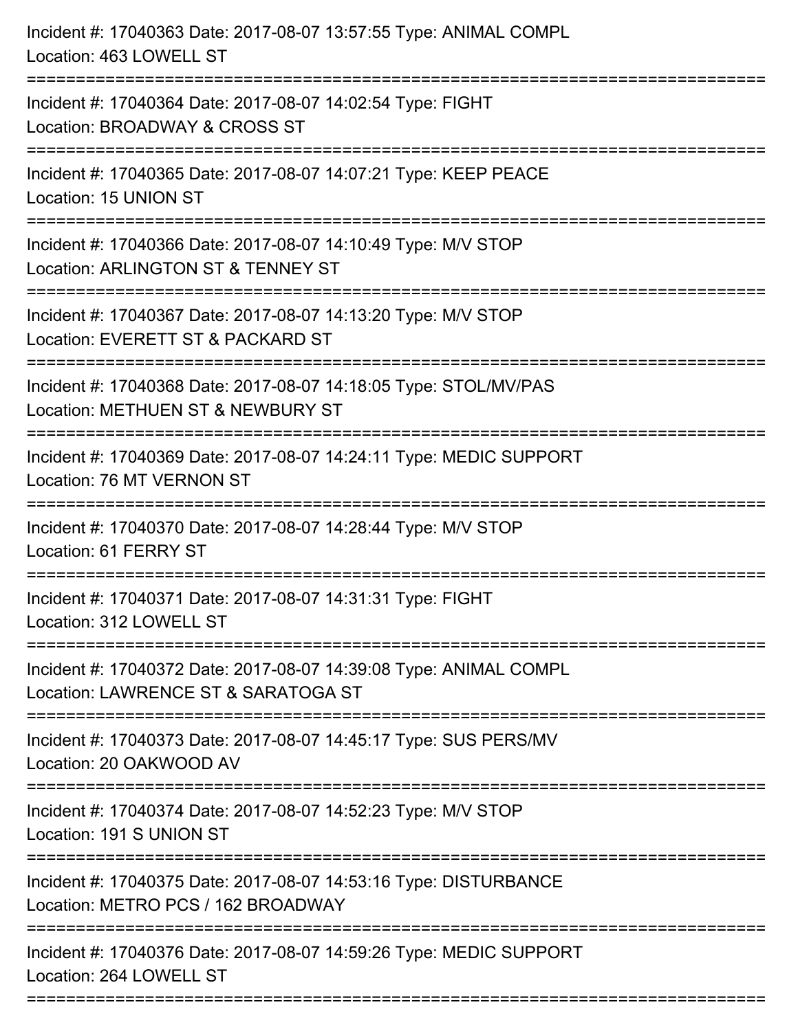Incident #: 17040363 Date: 2017-08-07 13:57:55 Type: ANIMAL COMPL
Location: 463 LOWELL ST

===========================================================================

Incident #: 17040364 Date: 2017-08-07 14:02:54 Type: FIGHT
Location: BROADWAY & CROSS ST

===========================================================================

Incident #: 17040365 Date: 2017-08-07 14:07:21 Type: KEEP PEACE
Location: 15 UNION ST

===========================================================================

Incident #: 17040366 Date: 2017-08-07 14:10:49 Type: M/V STOP
Location: ARLINGTON ST & TENNEY ST

===========================================================================

Incident #: 17040367 Date: 2017-08-07 14:13:20 Type: M/V STOP
Location: EVERETT ST & PACKARD ST

===========================================================================

Incident #: 17040368 Date: 2017-08-07 14:18:05 Type: STOL/MV/PAS
Location: METHUEN ST & NEWBURY ST

===========================================================================

Incident #: 17040369 Date: 2017-08-07 14:24:11 Type: MEDIC SUPPORT
Location: 76 MT VERNON ST

===========================================================================

Incident #: 17040370 Date: 2017-08-07 14:28:44 Type: M/V STOP
Location: 61 FERRY ST

===========================================================================

Incident #: 17040371 Date: 2017-08-07 14:31:31 Type: FIGHT
Location: 312 LOWELL ST

===========================================================================

Incident #: 17040372 Date: 2017-08-07 14:39:08 Type: ANIMAL COMPL
Location: LAWRENCE ST & SARATOGA ST

===========================================================================

Incident #: 17040373 Date: 2017-08-07 14:45:17 Type: SUS PERS/MV
Location: 20 OAKWOOD AV

===========================================================================

Incident #: 17040374 Date: 2017-08-07 14:52:23 Type: M/V STOP
Location: 191 S UNION ST

===========================================================================

Incident #: 17040375 Date: 2017-08-07 14:53:16 Type: DISTURBANCE
Location: METRO PCS / 162 BROADWAY

===========================================================================

Incident #: 17040376 Date: 2017-08-07 14:59:26 Type: MEDIC SUPPORT
Location: 264 LOWELL ST

===========================================================================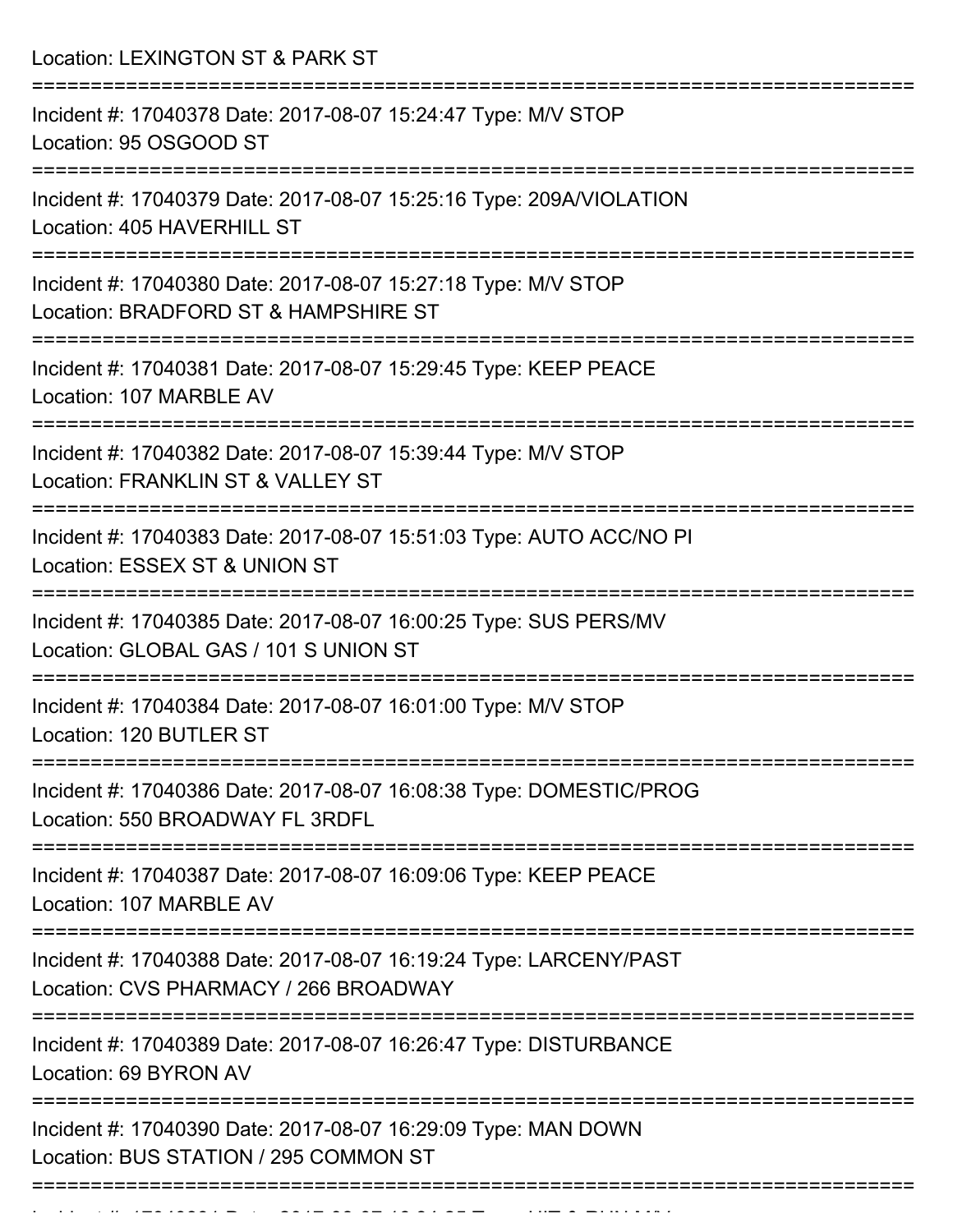Location: LEXINGTON ST & PARK ST

===========================================================================

Incident #: 17040378 Date: 2017-08-07 15:24:47 Type: M/V STOP
Location: 95 OSGOOD ST

===========================================================================

Incident #: 17040379 Date: 2017-08-07 15:25:16 Type: 209A/VIOLATION
Location: 405 HAVERHILL ST

===========================================================================

Incident #: 17040380 Date: 2017-08-07 15:27:18 Type: M/V STOP
Location: BRADFORD ST & HAMPSHIRE ST

===========================================================================

Incident #: 17040381 Date: 2017-08-07 15:29:45 Type: KEEP PEACE
Location: 107 MARBLE AV

===========================================================================

Incident #: 17040382 Date: 2017-08-07 15:39:44 Type: M/V STOP
Location: FRANKLIN ST & VALLEY ST

===========================================================================

Incident #: 17040383 Date: 2017-08-07 15:51:03 Type: AUTO ACC/NO PI
Location: ESSEX ST & UNION ST

===========================================================================

Incident #: 17040385 Date: 2017-08-07 16:00:25 Type: SUS PERS/MV
Location: GLOBAL GAS / 101 S UNION ST

===========================================================================

Incident #: 17040384 Date: 2017-08-07 16:01:00 Type: M/V STOP
Location: 120 BUTLER ST

===========================================================================

Incident #: 17040386 Date: 2017-08-07 16:08:38 Type: DOMESTIC/PROG
Location: 550 BROADWAY FL 3RDFL

===========================================================================

Incident #: 17040387 Date: 2017-08-07 16:09:06 Type: KEEP PEACE
Location: 107 MARBLE AV

===========================================================================

Incident #: 17040388 Date: 2017-08-07 16:19:24 Type: LARCENY/PAST
Location: CVS PHARMACY / 266 BROADWAY

===========================================================================

Incident #: 17040389 Date: 2017-08-07 16:26:47 Type: DISTURBANCE
Location: 69 BYRON AV

===========================================================================

Incident #: 17040390 Date: 2017-08-07 16:29:09 Type: MAN DOWN
Location: BUS STATION / 295 COMMON ST

===========================================================================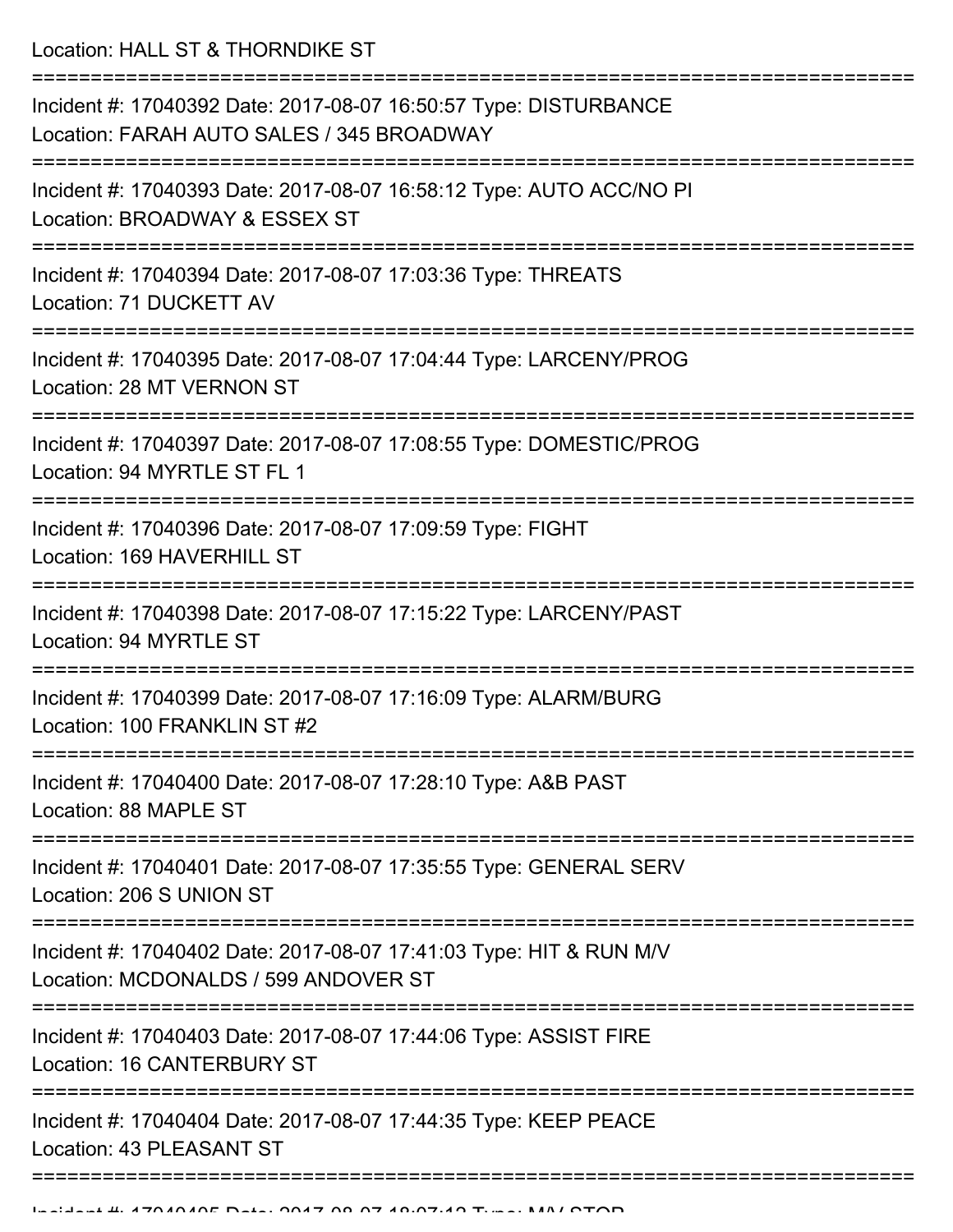Location: HALL ST & THORNDIKE ST

===========================================================================

Incident #: 17040392 Date: 2017-08-07 16:50:57 Type: DISTURBANCE
Location: FARAH AUTO SALES / 345 BROADWAY

===========================================================================

Incident #: 17040393 Date: 2017-08-07 16:58:12 Type: AUTO ACC/NO PI
Location: BROADWAY & ESSEX ST

===========================================================================

Incident #: 17040394 Date: 2017-08-07 17:03:36 Type: THREATS
Location: 71 DUCKETT AV

===========================================================================

Incident #: 17040395 Date: 2017-08-07 17:04:44 Type: LARCENY/PROG
Location: 28 MT VERNON ST

===========================================================================

Incident #: 17040397 Date: 2017-08-07 17:08:55 Type: DOMESTIC/PROG
Location: 94 MYRTLE ST FL 1

===========================================================================

Incident #: 17040396 Date: 2017-08-07 17:09:59 Type: FIGHT
Location: 169 HAVERHILL ST

===========================================================================

Incident #: 17040398 Date: 2017-08-07 17:15:22 Type: LARCENY/PAST
Location: 94 MYRTLE ST

===========================================================================

Incident #: 17040399 Date: 2017-08-07 17:16:09 Type: ALARM/BURG
Location: 100 FRANKLIN ST #2

===========================================================================

Incident #: 17040400 Date: 2017-08-07 17:28:10 Type: A&B PAST
Location: 88 MAPLE ST

===========================================================================

Incident #: 17040401 Date: 2017-08-07 17:35:55 Type: GENERAL SERV
Location: 206 S UNION ST

===========================================================================

Incident #: 17040402 Date: 2017-08-07 17:41:03 Type: HIT & RUN M/V
Location: MCDONALDS / 599 ANDOVER ST

===========================================================================

Incident #: 17040403 Date: 2017-08-07 17:44:06 Type: ASSIST FIRE
Location: 16 CANTERBURY ST

===========================================================================

Incident #: 17040404 Date: 2017-08-07 17:44:35 Type: KEEP PEACE
Location: 43 PLEASANT ST

===========================================================================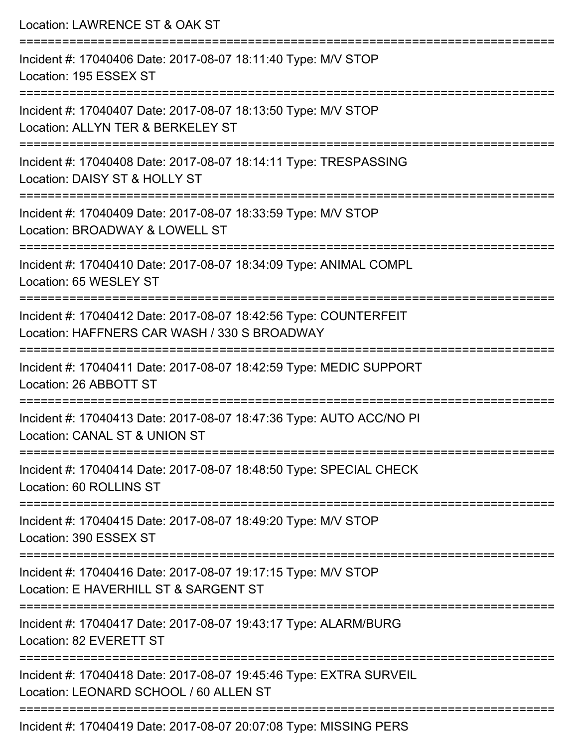Location: LAWRENCE ST & OAK ST

===========================================================================

Incident #: 17040406 Date: 2017-08-07 18:11:40 Type: M/V STOP

Location: 195 ESSEX ST

===========================================================================

Incident #: 17040407 Date: 2017-08-07 18:13:50 Type: M/V STOP

Location: ALLYN TER & BERKELEY ST

===========================================================================

Incident #: 17040408 Date: 2017-08-07 18:14:11 Type: TRESPASSING

Location: DAISY ST & HOLLY ST

===========================================================================

Incident #: 17040409 Date: 2017-08-07 18:33:59 Type: M/V STOP

Location: BROADWAY & LOWELL ST

===========================================================================

Incident #: 17040410 Date: 2017-08-07 18:34:09 Type: ANIMAL COMPL

Location: 65 WESLEY ST

===========================================================================

Incident #: 17040412 Date: 2017-08-07 18:42:56 Type: COUNTERFEIT

Location: HAFFNERS CAR WASH / 330 S BROADWAY

===========================================================================

Incident #: 17040411 Date: 2017-08-07 18:42:59 Type: MEDIC SUPPORT

Location: 26 ABBOTT ST

===========================================================================

Incident #: 17040413 Date: 2017-08-07 18:47:36 Type: AUTO ACC/NO PI

Location: CANAL ST & UNION ST

===========================================================================

Incident #: 17040414 Date: 2017-08-07 18:48:50 Type: SPECIAL CHECK

Location: 60 ROLLINS ST

===========================================================================

Incident #: 17040415 Date: 2017-08-07 18:49:20 Type: M/V STOP

Location: 390 ESSEX ST

===========================================================================

Incident #: 17040416 Date: 2017-08-07 19:17:15 Type: M/V STOP

Location: E HAVERHILL ST & SARGENT ST

===========================================================================

Incident #: 17040417 Date: 2017-08-07 19:43:17 Type: ALARM/BURG

Location: 82 EVERETT ST

===========================================================================

Incident #: 17040418 Date: 2017-08-07 19:45:46 Type: EXTRA SURVEIL

Location: LEONARD SCHOOL / 60 ALLEN ST

===========================================================================

Incident #: 17040419 Date: 2017-08-07 20:07:08 Type: MISSING PERS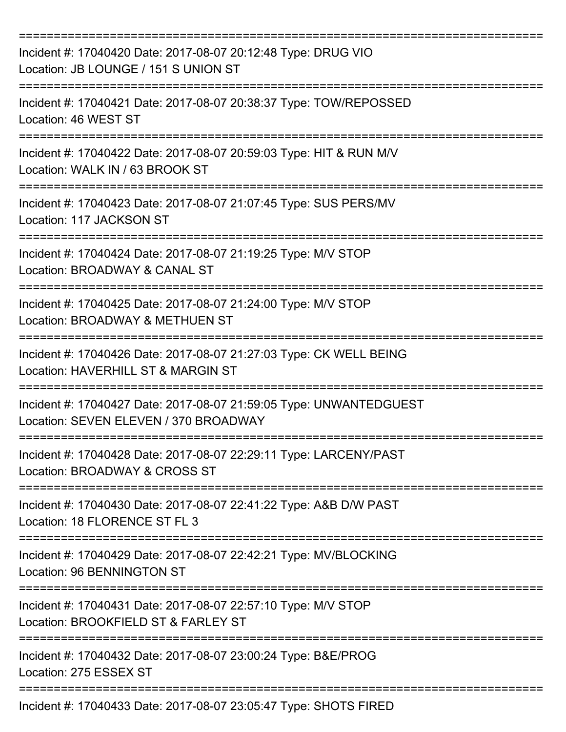===========================================================================

Incident #: 17040420 Date: 2017-08-07 20:12:48 Type: DRUG VIO
Location: JB LOUNGE / 151 S UNION ST

===========================================================================

Incident #: 17040421 Date: 2017-08-07 20:38:37 Type: TOW/REPOSSED
Location: 46 WEST ST

===========================================================================

Incident #: 17040422 Date: 2017-08-07 20:59:03 Type: HIT & RUN M/V
Location: WALK IN / 63 BROOK ST

===========================================================================

Incident #: 17040423 Date: 2017-08-07 21:07:45 Type: SUS PERS/MV
Location: 117 JACKSON ST

===========================================================================

Incident #: 17040424 Date: 2017-08-07 21:19:25 Type: M/V STOP
Location: BROADWAY & CANAL ST

===========================================================================

Incident #: 17040425 Date: 2017-08-07 21:24:00 Type: M/V STOP
Location: BROADWAY & METHUEN ST

===========================================================================

Incident #: 17040426 Date: 2017-08-07 21:27:03 Type: CK WELL BEING
Location: HAVERHILL ST & MARGIN ST

===========================================================================

Incident #: 17040427 Date: 2017-08-07 21:59:05 Type: UNWANTEDGUEST
Location: SEVEN ELEVEN / 370 BROADWAY

===========================================================================

Incident #: 17040428 Date: 2017-08-07 22:29:11 Type: LARCENY/PAST
Location: BROADWAY & CROSS ST

===========================================================================

Incident #: 17040430 Date: 2017-08-07 22:41:22 Type: A&B D/W PAST
Location: 18 FLORENCE ST FL 3

===========================================================================

Incident #: 17040429 Date: 2017-08-07 22:42:21 Type: MV/BLOCKING
Location: 96 BENNINGTON ST

===========================================================================

Incident #: 17040431 Date: 2017-08-07 22:57:10 Type: M/V STOP
Location: BROOKFIELD ST & FARLEY ST

===========================================================================

Incident #: 17040432 Date: 2017-08-07 23:00:24 Type: B&E/PROG
Location: 275 ESSEX ST

===========================================================================

Incident #: 17040433 Date: 2017-08-07 23:05:47 Type: SHOTS FIRED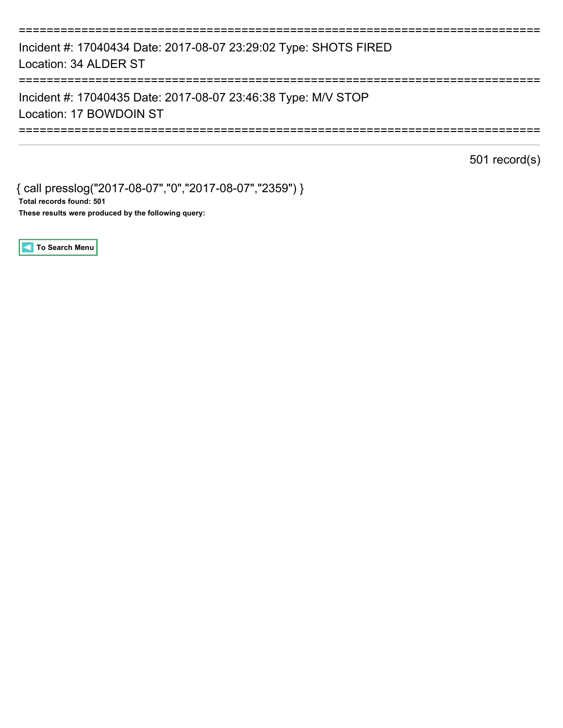===========================================================================

Incident #: 17040434 Date: 2017-08-07 23:29:02 Type: SHOTS FIRED
Location: 34 ALDER ST

===========================================================================

Incident #: 17040435 Date: 2017-08-07 23:46:38 Type: M/V STOP
Location: 17 BOWDOIN ST

===========================================================================

---

501 record(s)

{ call presslog("2017-08-07","0","2017-08-07","2359") }

**Total records found: 501**

**These results were produced by the following query:**

**To Search Menu**